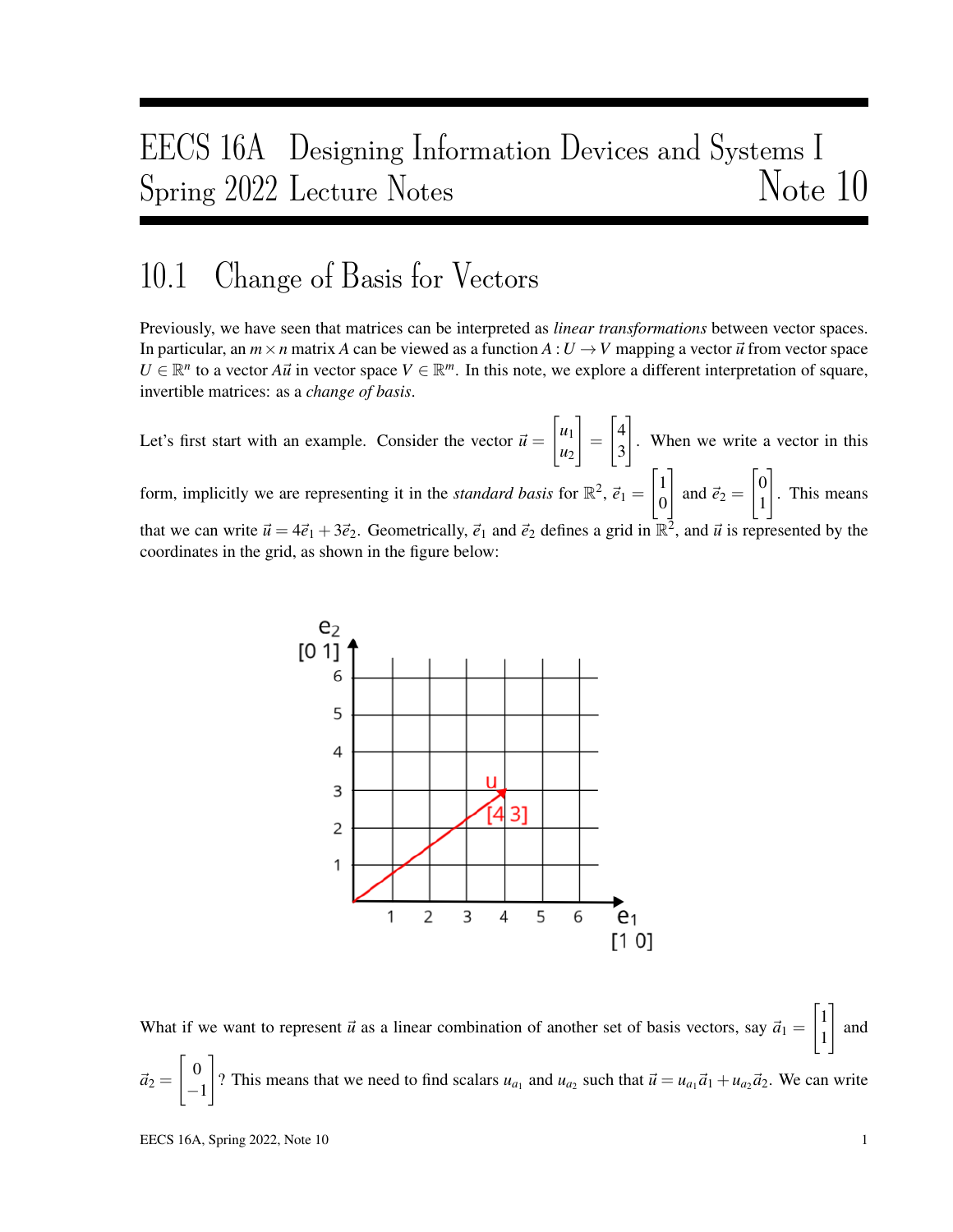# EECS 16A Designing Information Devices and Systems I Spring 2022 Lecture Notes — Note 10

## 10.1 Change of Basis for Vectors

Previously, we have seen that matrices can be interpreted as *linear transformations* between vector spaces. In particular, an $m \times n$ matrix $A$ can be viewed as a function $A : U \to V$ mapping a vector $\vec{u}$ from vector space $U \in \mathbb{R}^n$ to a vector $A\vec{u}$ in vector space $V \in \mathbb{R}^m$. In this note, we explore a different interpretation of square, invertible matrices: as a *change of basis*.

Let's first start with an example. Consider the vector $\vec{u} = \begin{bmatrix} u_1 \\ u_2 \end{bmatrix} = \begin{bmatrix} 4 \\ 3 \end{bmatrix}$. When we write a vector in this form, implicitly we are representing it in the *standard basis* for $\mathbb{R}^2$, $\vec{e}_1 = \begin{bmatrix} 1 \\ 0 \end{bmatrix}$ and $\vec{e}_2 = \begin{bmatrix} 0 \\ 1 \end{bmatrix}$. This means that we can write $\vec{u} = 4\vec{e}_1 + 3\vec{e}_2$. Geometrically, $\vec{e}_1$ and $\vec{e}_2$ defines a grid in $\mathbb{R}^2$, and $\vec{u}$ is represented by the coordinates in the grid, as shown in the figure below:

What if we want to represent $\vec{u}$ as a linear combination of another set of basis vectors, say $\vec{a}_1 = \begin{bmatrix} 1 \\ 1 \end{bmatrix}$ and $\vec{a}_2 = \begin{bmatrix} 0 \\ -1 \end{bmatrix}$? This means that we need to find scalars $u_{a_1}$ and $u_{a_2}$ such that $\vec{u} = u_{a_1}\vec{a}_1 + u_{a_2}\vec{a}_2$. We can write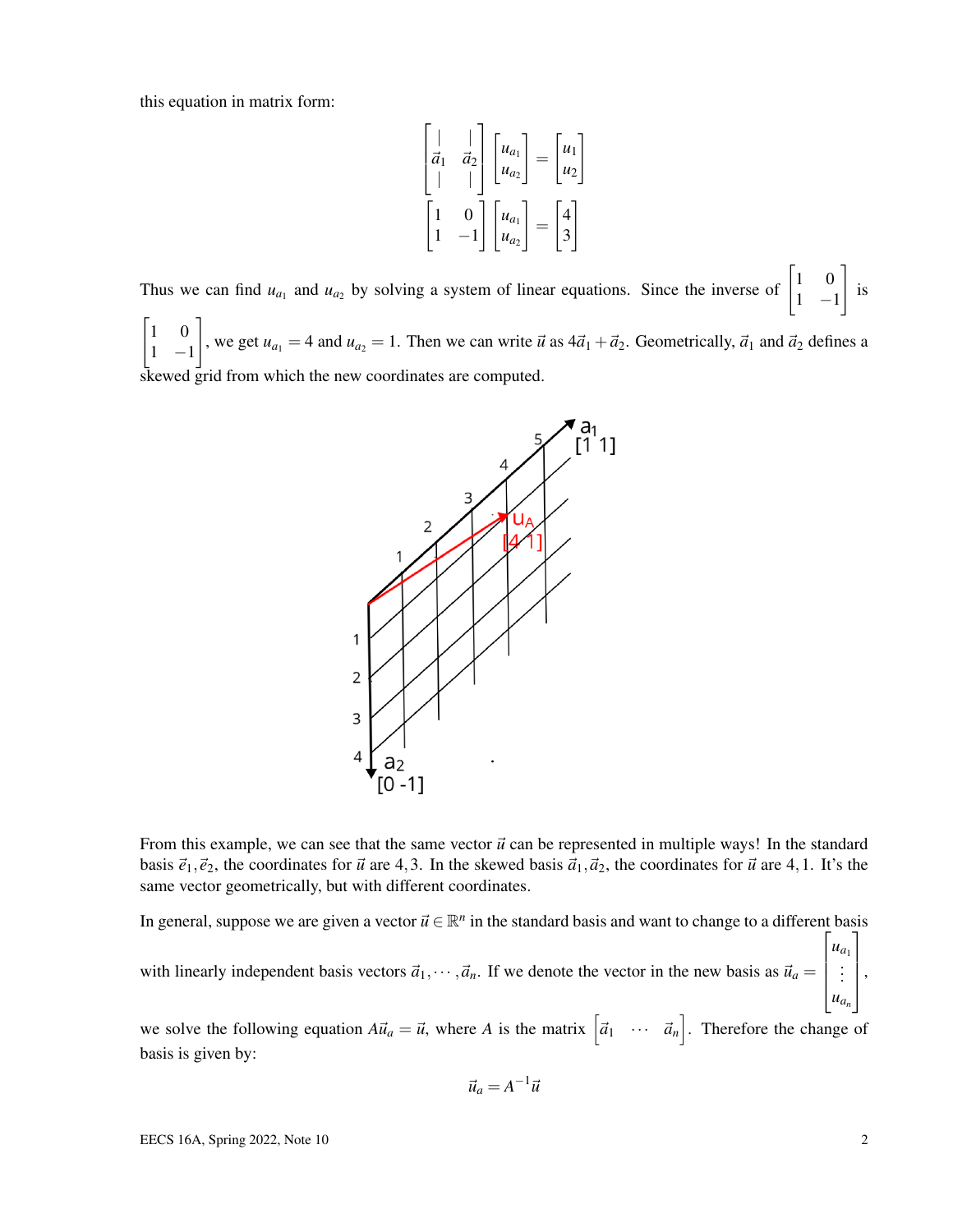this equation in matrix form:

$$\begin{bmatrix} | & | \\ \vec{a}_1 & \vec{a}_2 \\ | & | \end{bmatrix} \begin{bmatrix} u_{a_1} \\ u_{a_2} \end{bmatrix} = \begin{bmatrix} u_1 \\ u_2 \end{bmatrix}$$

$$\begin{bmatrix} 1 & 0 \\ 1 & -1 \end{bmatrix} \begin{bmatrix} u_{a_1} \\ u_{a_2} \end{bmatrix} = \begin{bmatrix} 4 \\ 3 \end{bmatrix}$$

Thus we can find $u_{a_1}$ and $u_{a_2}$ by solving a system of linear equations. Since the inverse of $\begin{bmatrix} 1 & 0 \\ 1 & -1 \end{bmatrix}$ is $\begin{bmatrix} 1 & 0 \\ 1 & -1 \end{bmatrix}$, we get $u_{a_1} = 4$ and $u_{a_2} = 1$. Then we can write $\vec{u}$ as $4\vec{a}_1 + \vec{a}_2$. Geometrically, $\vec{a}_1$ and $\vec{a}_2$ defines a skewed grid from which the new coordinates are computed.

From this example, we can see that the same vector $\vec{u}$ can be represented in multiple ways! In the standard basis $\vec{e}_1, \vec{e}_2$, the coordinates for $\vec{u}$ are $4, 3$. In the skewed basis $\vec{a}_1, \vec{a}_2$, the coordinates for $\vec{u}$ are $4, 1$. It's the same vector geometrically, but with different coordinates.

In general, suppose we are given a vector $\vec{u} \in \mathbb{R}^n$ in the standard basis and want to change to a different basis with linearly independent basis vectors $\vec{a}_1, \cdots, \vec{a}_n$. If we denote the vector in the new basis as $\vec{u}_a = \begin{bmatrix} u_{a_1} \\ \vdots \\ u_{a_n} \end{bmatrix}$, we solve the following equation $A\vec{u}_a = \vec{u}$, where $A$ is the matrix $\begin{bmatrix} \vec{a}_1 & \cdots & \vec{a}_n \end{bmatrix}$. Therefore the change of basis is given by:

$$\vec{u}_a = A^{-1}\vec{u}$$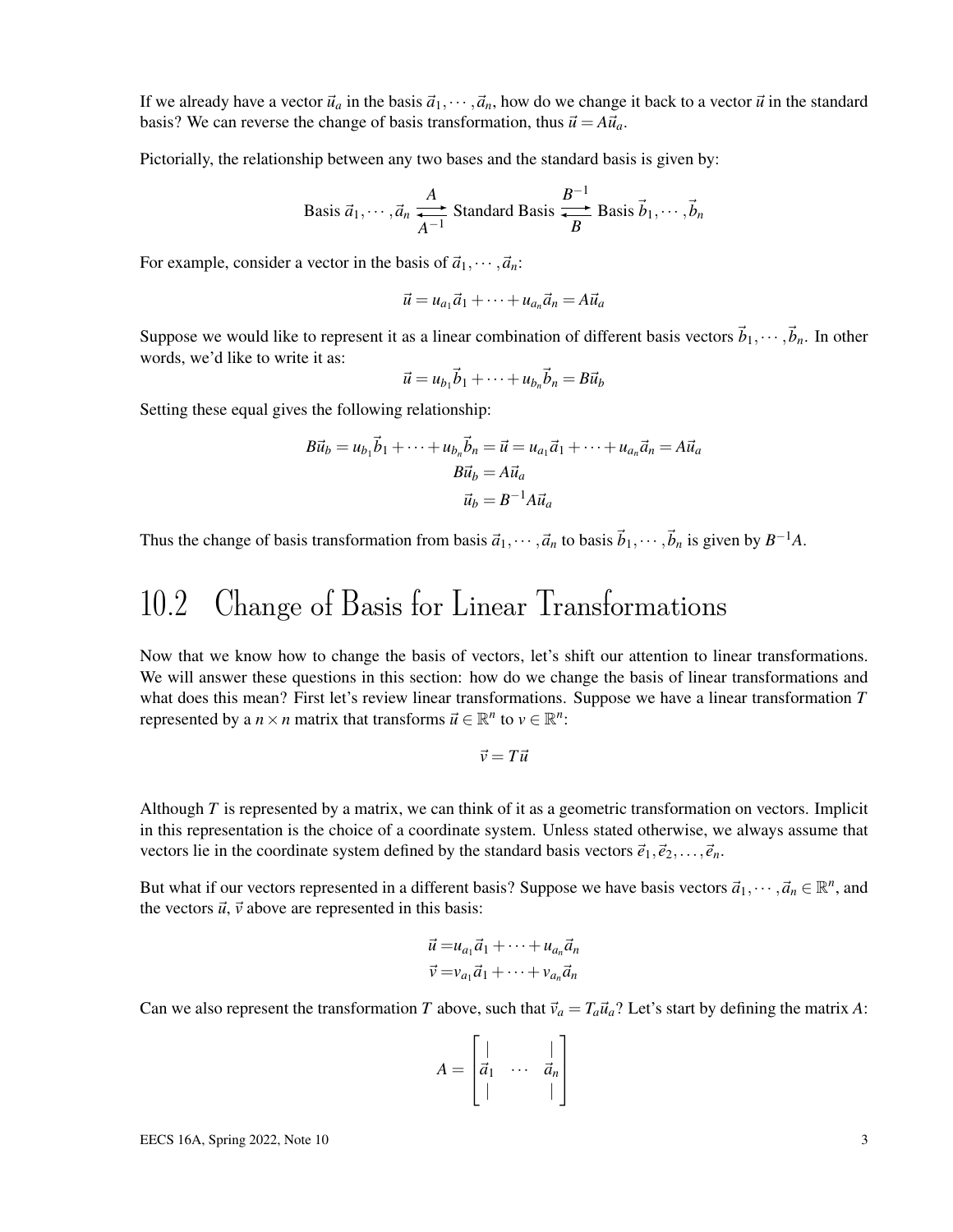If we already have a vector $\vec{u}_a$ in the basis $\vec{a}_1, \cdots, \vec{a}_n$, how do we change it back to a vector $\vec{u}$ in the standard basis? We can reverse the change of basis transformation, thus $\vec{u} = A\vec{u}_a$.

Pictorially, the relationship between any two bases and the standard basis is given by:

$$\text{Basis } \vec{a}_1, \cdots, \vec{a}_n \underset{A^{-1}}{\overset{A}{\rightleftarrows}} \text{Standard Basis} \underset{B}{\overset{B^{-1}}{\rightleftarrows}} \text{Basis } \vec{b}_1, \cdots, \vec{b}_n$$

For example, consider a vector in the basis of $\vec{a}_1, \cdots, \vec{a}_n$:

$$\vec{u} = u_{a_1}\vec{a}_1 + \cdots + u_{a_n}\vec{a}_n = A\vec{u}_a$$

Suppose we would like to represent it as a linear combination of different basis vectors $\vec{b}_1, \cdots, \vec{b}_n$. In other words, we'd like to write it as:

$$\vec{u} = u_{b_1}\vec{b}_1 + \cdots + u_{b_n}\vec{b}_n = B\vec{u}_b$$

Setting these equal gives the following relationship:

$$B\vec{u}_b = u_{b_1}\vec{b}_1 + \cdots + u_{b_n}\vec{b}_n = \vec{u} = u_{a_1}\vec{a}_1 + \cdots + u_{a_n}\vec{a}_n = A\vec{u}_a$$
$$B\vec{u}_b = A\vec{u}_a$$
$$\vec{u}_b = B^{-1}A\vec{u}_a$$

Thus the change of basis transformation from basis $\vec{a}_1, \cdots, \vec{a}_n$ to basis $\vec{b}_1, \cdots, \vec{b}_n$ is given by $B^{-1}A$.

## 10.2 Change of Basis for Linear Transformations

Now that we know how to change the basis of vectors, let's shift our attention to linear transformations. We will answer these questions in this section: how do we change the basis of linear transformations and what does this mean? First let's review linear transformations. Suppose we have a linear transformation $T$ represented by a $n \times n$ matrix that transforms $\vec{u} \in \mathbb{R}^n$ to $v \in \mathbb{R}^n$:

$$\vec{v} = T\vec{u}$$

Although $T$ is represented by a matrix, we can think of it as a geometric transformation on vectors. Implicit in this representation is the choice of a coordinate system. Unless stated otherwise, we always assume that vectors lie in the coordinate system defined by the standard basis vectors $\vec{e}_1, \vec{e}_2, \ldots, \vec{e}_n$.

But what if our vectors represented in a different basis? Suppose we have basis vectors $\vec{a}_1, \cdots, \vec{a}_n \in \mathbb{R}^n$, and the vectors $\vec{u}$, $\vec{v}$ above are represented in this basis:

$$\vec{u} = u_{a_1}\vec{a}_1 + \cdots + u_{a_n}\vec{a}_n$$
$$\vec{v} = v_{a_1}\vec{a}_1 + \cdots + v_{a_n}\vec{a}_n$$

Can we also represent the transformation $T$ above, such that $\vec{v}_a = T_a\vec{u}_a$? Let's start by defining the matrix $A$:

$$A = \begin{bmatrix} | & & | \\ \vec{a}_1 & \cdots & \vec{a}_n \\ | & & | \end{bmatrix}$$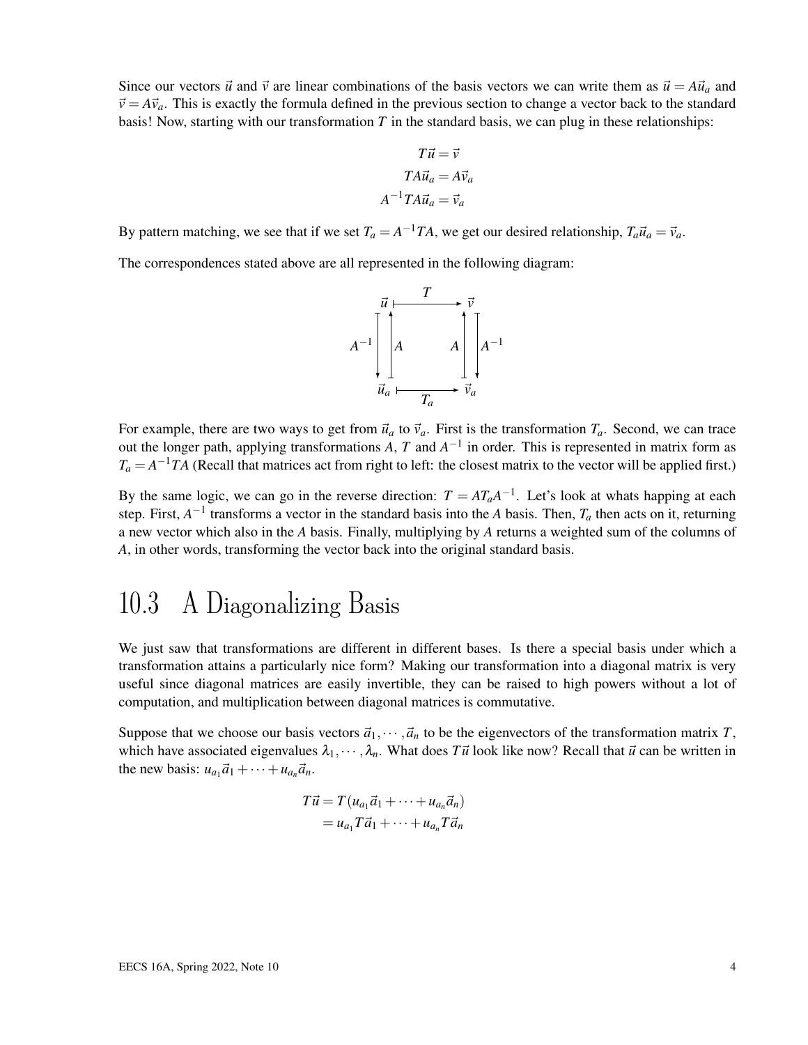Since our vectors $\vec{u}$ and $\vec{v}$ are linear combinations of the basis vectors we can write them as $\vec{u} = A\vec{u}_a$ and $\vec{v} = A\vec{v}_a$. This is exactly the formula defined in the previous section to change a vector back to the standard basis! Now, starting with our transformation $T$ in the standard basis, we can plug in these relationships:

$$
\begin{aligned}
T\vec{u} &= \vec{v} \\
TA\vec{u}_a &= A\vec{v}_a \\
A^{-1}TA\vec{u}_a &= \vec{v}_a
\end{aligned}
$$

By pattern matching, we see that if we set $T_a = A^{-1}TA$, we get our desired relationship, $T_a\vec{u}_a = \vec{v}_a$.

The correspondences stated above are all represented in the following diagram:

$$
\begin{array}{ccc}
\vec{u} & \xrightarrow{\quad T \quad} & \vec{v} \\
A^{-1} \downarrow \; \uparrow A & & A \uparrow \; \downarrow A^{-1} \\
\vec{u}_a & \xrightarrow[\quad T_a \quad]{} & \vec{v}_a
\end{array}
$$

For example, there are two ways to get from $\vec{u}_a$ to $\vec{v}_a$. First is the transformation $T_a$. Second, we can trace out the longer path, applying transformations $A$, $T$ and $A^{-1}$ in order. This is represented in matrix form as $T_a = A^{-1}TA$ (Recall that matrices act from right to left: the closest matrix to the vector will be applied first.)

By the same logic, we can go in the reverse direction: $T = AT_aA^{-1}$. Let's look at whats happing at each step. First, $A^{-1}$ transforms a vector in the standard basis into the $A$ basis. Then, $T_a$ then acts on it, returning a new vector which also in the $A$ basis. Finally, multiplying by $A$ returns a weighted sum of the columns of $A$, in other words, transforming the vector back into the original standard basis.

## 10.3 A Diagonalizing Basis

We just saw that transformations are different in different bases. Is there a special basis under which a transformation attains a particularly nice form? Making our transformation into a diagonal matrix is very useful since diagonal matrices are easily invertible, they can be raised to high powers without a lot of computation, and multiplication between diagonal matrices is commutative.

Suppose that we choose our basis vectors $\vec{a}_1, \cdots, \vec{a}_n$ to be the eigenvectors of the transformation matrix $T$, which have associated eigenvalues $\lambda_1, \cdots, \lambda_n$. What does $T\vec{u}$ look like now? Recall that $\vec{u}$ can be written in the new basis: $u_{a_1}\vec{a}_1 + \cdots + u_{a_n}\vec{a}_n$.

$$
\begin{aligned}
T\vec{u} &= T(u_{a_1}\vec{a}_1 + \cdots + u_{a_n}\vec{a}_n) \\
&= u_{a_1}T\vec{a}_1 + \cdots + u_{a_n}T\vec{a}_n
\end{aligned}
$$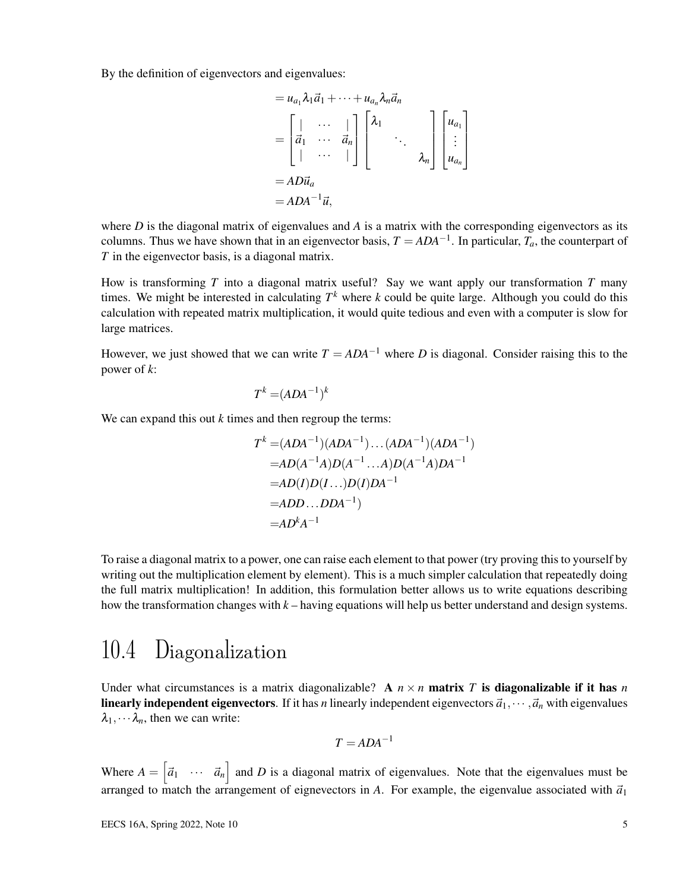By the definition of eigenvectors and eigenvalues:

$$
\begin{aligned}
&= u_{a_1}\lambda_1\vec{a}_1 + \cdots + u_{a_n}\lambda_n\vec{a}_n \\
&= \begin{bmatrix} | & \cdots & | \\ \vec{a}_1 & \cdots & \vec{a}_n \\ | & \cdots & | \end{bmatrix} \begin{bmatrix} \lambda_1 & & \\ & \ddots & \\ & & \lambda_n \end{bmatrix} \begin{bmatrix} u_{a_1} \\ \vdots \\ u_{a_n} \end{bmatrix} \\
&= AD\vec{u}_a \\
&= ADA^{-1}\vec{u},
\end{aligned}
$$

where $D$ is the diagonal matrix of eigenvalues and $A$ is a matrix with the corresponding eigenvectors as its columns. Thus we have shown that in an eigenvector basis, $T = ADA^{-1}$. In particular, $T_a$, the counterpart of $T$ in the eigenvector basis, is a diagonal matrix.

How is transforming $T$ into a diagonal matrix useful? Say we want apply our transformation $T$ many times. We might be interested in calculating $T^k$ where $k$ could be quite large. Although you could do this calculation with repeated matrix multiplication, it would quite tedious and even with a computer is slow for large matrices.

However, we just showed that we can write $T = ADA^{-1}$ where $D$ is diagonal. Consider raising this to the power of $k$:

$$T^k = (ADA^{-1})^k$$

We can expand this out $k$ times and then regroup the terms:

$$
\begin{aligned}
T^k &= (ADA^{-1})(ADA^{-1})\ldots(ADA^{-1})(ADA^{-1}) \\
&= AD(A^{-1}A)D(A^{-1}\ldots A)D(A^{-1}A)DA^{-1} \\
&= AD(I)D(I\ldots)D(I)DA^{-1} \\
&= ADD\ldots DDA^{-1}) \\
&= AD^kA^{-1}
\end{aligned}
$$

To raise a diagonal matrix to a power, one can raise each element to that power (try proving this to yourself by writing out the multiplication element by element). This is a much simpler calculation that repeatedly doing the full matrix multiplication! In addition, this formulation better allows us to write equations describing how the transformation changes with $k$ – having equations will help us better understand and design systems.

## 10.4 Diagonalization

Under what circumstances is a matrix diagonalizable? **A $n \times n$ matrix $T$ is diagonalizable if it has $n$ linearly independent eigenvectors**. If it has $n$ linearly independent eigenvectors $\vec{a}_1, \cdots, \vec{a}_n$ with eigenvalues $\lambda_1, \cdots \lambda_n$, then we can write:

$$T = ADA^{-1}$$

Where $A = \begin{bmatrix} \vec{a}_1 & \cdots & \vec{a}_n \end{bmatrix}$ and $D$ is a diagonal matrix of eigenvalues. Note that the eigenvalues must be arranged to match the arrangement of eignevectors in $A$. For example, the eigenvalue associated with $\vec{a}_1$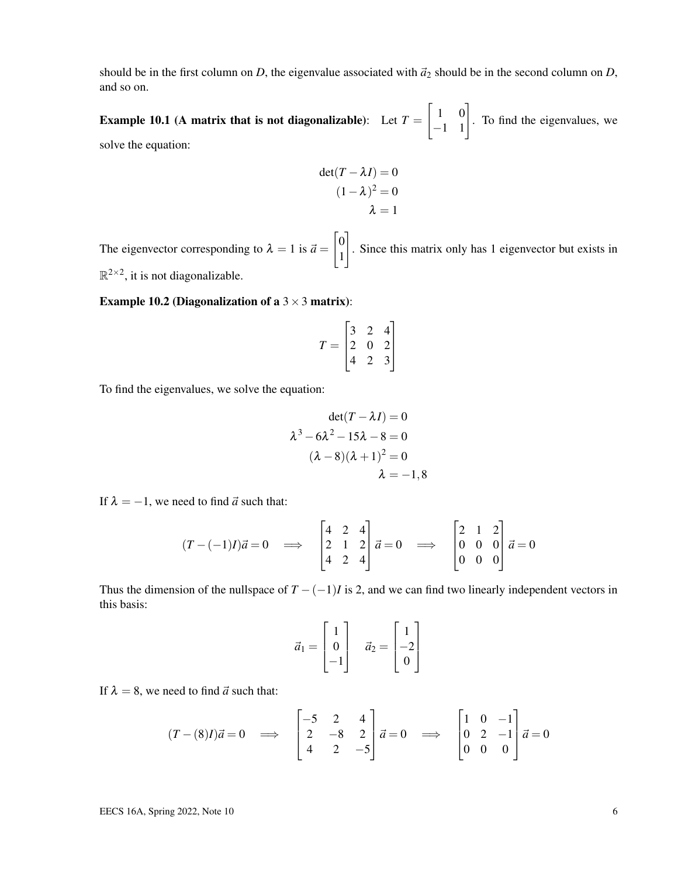should be in the first column on $D$, the eigenvalue associated with $\vec{a}_2$ should be in the second column on $D$, and so on.

**Example 10.1 (A matrix that is not diagonalizable)**: Let $T = \begin{bmatrix} 1 & 0 \\ -1 & 1 \end{bmatrix}$. To find the eigenvalues, we solve the equation:

$$\begin{aligned} \det(T - \lambda I) &= 0 \\ (1-\lambda)^2 &= 0 \\ \lambda &= 1 \end{aligned}$$

The eigenvector corresponding to $\lambda = 1$ is $\vec{a} = \begin{bmatrix} 0 \\ 1 \end{bmatrix}$. Since this matrix only has 1 eigenvector but exists in $\mathbb{R}^{2\times 2}$, it is not diagonalizable.

**Example 10.2 (Diagonalization of a $3\times 3$ matrix)**:

$$T = \begin{bmatrix} 3 & 2 & 4 \\ 2 & 0 & 2 \\ 4 & 2 & 3 \end{bmatrix}$$

To find the eigenvalues, we solve the equation:

$$\begin{aligned} \det(T - \lambda I) &= 0 \\ \lambda^3 - 6\lambda^2 - 15\lambda - 8 &= 0 \\ (\lambda - 8)(\lambda + 1)^2 &= 0 \\ \lambda &= -1, 8 \end{aligned}$$

If $\lambda = -1$, we need to find $\vec{a}$ such that:

$$(T - (-1)I)\vec{a} = 0 \implies \begin{bmatrix} 4 & 2 & 4 \\ 2 & 1 & 2 \\ 4 & 2 & 4 \end{bmatrix} \vec{a} = 0 \implies \begin{bmatrix} 2 & 1 & 2 \\ 0 & 0 & 0 \\ 0 & 0 & 0 \end{bmatrix} \vec{a} = 0$$

Thus the dimension of the nullspace of $T - (-1)I$ is 2, and we can find two linearly independent vectors in this basis:

$$\vec{a}_1 = \begin{bmatrix} 1 \\ 0 \\ -1 \end{bmatrix} \quad \vec{a}_2 = \begin{bmatrix} 1 \\ -2 \\ 0 \end{bmatrix}$$

If $\lambda = 8$, we need to find $\vec{a}$ such that:

$$(T - (8)I)\vec{a} = 0 \implies \begin{bmatrix} -5 & 2 & 4 \\ 2 & -8 & 2 \\ 4 & 2 & -5 \end{bmatrix} \vec{a} = 0 \implies \begin{bmatrix} 1 & 0 & -1 \\ 0 & 2 & -1 \\ 0 & 0 & 0 \end{bmatrix} \vec{a} = 0$$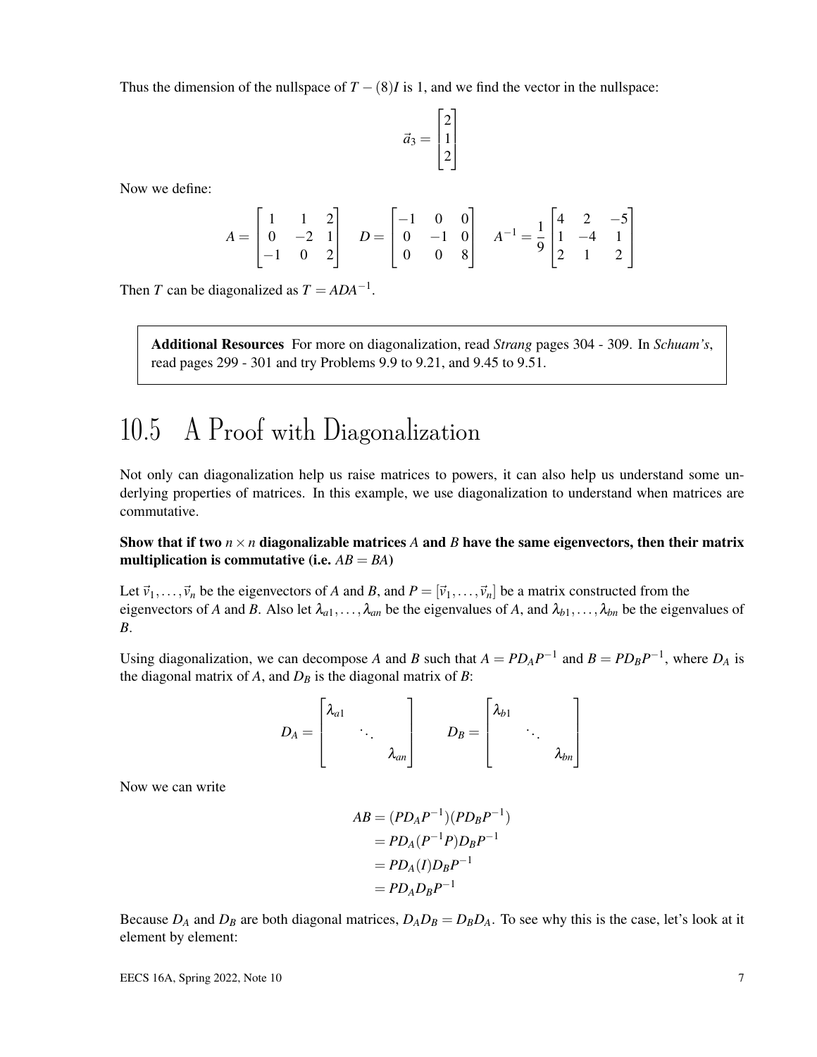Thus the dimension of the nullspace of $T-(8)I$ is 1, and we find the vector in the nullspace:

$$\vec{a}_3 = \begin{bmatrix} 2 \\ 1 \\ 2 \end{bmatrix}$$

Now we define:

$$A = \begin{bmatrix} 1 & 1 & 2 \\ 0 & -2 & 1 \\ -1 & 0 & 2 \end{bmatrix} \quad D = \begin{bmatrix} -1 & 0 & 0 \\ 0 & -1 & 0 \\ 0 & 0 & 8 \end{bmatrix} \quad A^{-1} = \frac{1}{9}\begin{bmatrix} 4 & 2 & -5 \\ 1 & -4 & 1 \\ 2 & 1 & 2 \end{bmatrix}$$

Then $T$ can be diagonalized as $T = ADA^{-1}$.

> **Additional Resources** For more on diagonalization, read *Strang* pages 304 - 309. In *Schuam's*, read pages 299 - 301 and try Problems 9.9 to 9.21, and 9.45 to 9.51.

# 10.5 A Proof with Diagonalization

Not only can diagonalization help us raise matrices to powers, it can also help us understand some underlying properties of matrices. In this example, we use diagonalization to understand when matrices are commutative.

**Show that if two $n \times n$ diagonalizable matrices $A$ and $B$ have the same eigenvectors, then their matrix multiplication is commutative (i.e. $AB = BA$)**

Let $\vec{v}_1, \ldots, \vec{v}_n$ be the eigenvectors of $A$ and $B$, and $P = [\vec{v}_1, \ldots, \vec{v}_n]$ be a matrix constructed from the eigenvectors of $A$ and $B$. Also let $\lambda_{a1}, \ldots, \lambda_{an}$ be the eigenvalues of $A$, and $\lambda_{b1}, \ldots, \lambda_{bn}$ be the eigenvalues of $B$.

Using diagonalization, we can decompose $A$ and $B$ such that $A = PD_AP^{-1}$ and $B = PD_BP^{-1}$, where $D_A$ is the diagonal matrix of $A$, and $D_B$ is the diagonal matrix of $B$:

$$D_A = \begin{bmatrix} \lambda_{a1} & & \\ & \ddots & \\ & & \lambda_{an} \end{bmatrix} \qquad D_B = \begin{bmatrix} \lambda_{b1} & & \\ & \ddots & \\ & & \lambda_{bn} \end{bmatrix}$$

Now we can write

$$\begin{aligned} AB &= (PD_AP^{-1})(PD_BP^{-1}) \\ &= PD_A(P^{-1}P)D_BP^{-1} \\ &= PD_A(I)D_BP^{-1} \\ &= PD_AD_BP^{-1} \end{aligned}$$

Because $D_A$ and $D_B$ are both diagonal matrices, $D_AD_B = D_BD_A$. To see why this is the case, let's look at it element by element: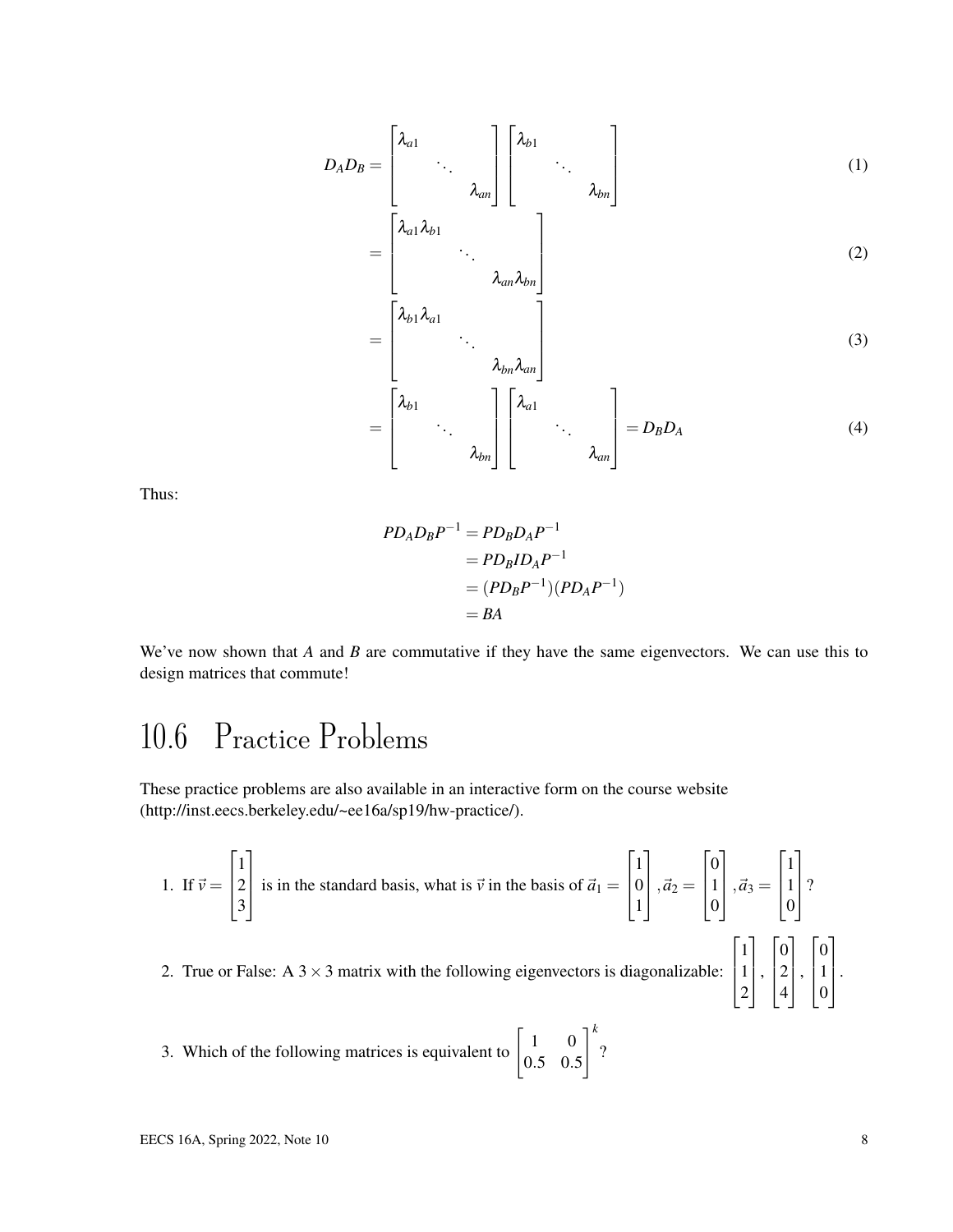$$
\begin{aligned}
D_A D_B &= \begin{bmatrix} \lambda_{a1} & & \\ & \ddots & \\ & & \lambda_{an} \end{bmatrix} \begin{bmatrix} \lambda_{b1} & & \\ & \ddots & \\ & & \lambda_{bn} \end{bmatrix} && (1) \\
&= \begin{bmatrix} \lambda_{a1}\lambda_{b1} & & \\ & \ddots & \\ & & \lambda_{an}\lambda_{bn} \end{bmatrix} && (2) \\
&= \begin{bmatrix} \lambda_{b1}\lambda_{a1} & & \\ & \ddots & \\ & & \lambda_{bn}\lambda_{an} \end{bmatrix} && (3) \\
&= \begin{bmatrix} \lambda_{b1} & & \\ & \ddots & \\ & & \lambda_{bn} \end{bmatrix} \begin{bmatrix} \lambda_{a1} & & \\ & \ddots & \\ & & \lambda_{an} \end{bmatrix} = D_B D_A && (4)
\end{aligned}
$$

Thus:

$$
\begin{aligned}
PD_A D_B P^{-1} &= PD_B D_A P^{-1} \\
&= PD_B I D_A P^{-1} \\
&= (PD_B P^{-1})(PD_A P^{-1}) \\
&= BA
\end{aligned}
$$

We've now shown that $A$ and $B$ are commutative if they have the same eigenvectors. We can use this to design matrices that commute!

## 10.6 Practice Problems

These practice problems are also available in an interactive form on the course website (http://inst.eecs.berkeley.edu/~ee16a/sp19/hw-practice/).

1. If $\vec{v} = \begin{bmatrix} 1 \\ 2 \\ 3 \end{bmatrix}$ is in the standard basis, what is $\vec{v}$ in the basis of $\vec{a}_1 = \begin{bmatrix} 1 \\ 0 \\ 1 \end{bmatrix}, \vec{a}_2 = \begin{bmatrix} 0 \\ 1 \\ 0 \end{bmatrix}, \vec{a}_3 = \begin{bmatrix} 1 \\ 1 \\ 0 \end{bmatrix}$?

2. True or False: A $3 \times 3$ matrix with the following eigenvectors is diagonalizable: $\begin{bmatrix} 1 \\ 1 \\ 2 \end{bmatrix}, \begin{bmatrix} 0 \\ 2 \\ 4 \end{bmatrix}, \begin{bmatrix} 0 \\ 1 \\ 0 \end{bmatrix}$.

3. Which of the following matrices is equivalent to $\begin{bmatrix} 1 & 0 \\ 0.5 & 0.5 \end{bmatrix}^k$?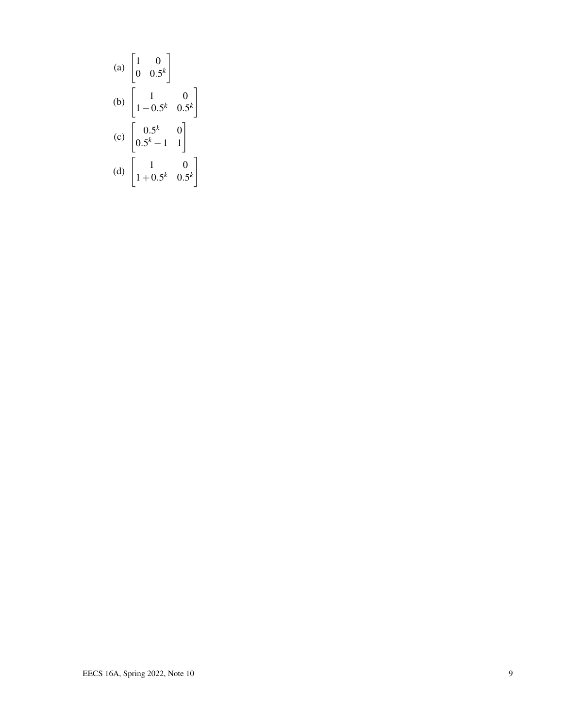(a) $\begin{bmatrix} 1 & 0 \\ 0 & 0.5^k \end{bmatrix}$

(b) $\begin{bmatrix} 1 & 0 \\ 1-0.5^k & 0.5^k \end{bmatrix}$

(c) $\begin{bmatrix} 0.5^k & 0 \\ 0.5^k-1 & 1 \end{bmatrix}$

(d) $\begin{bmatrix} 1 & 0 \\ 1+0.5^k & 0.5^k \end{bmatrix}$